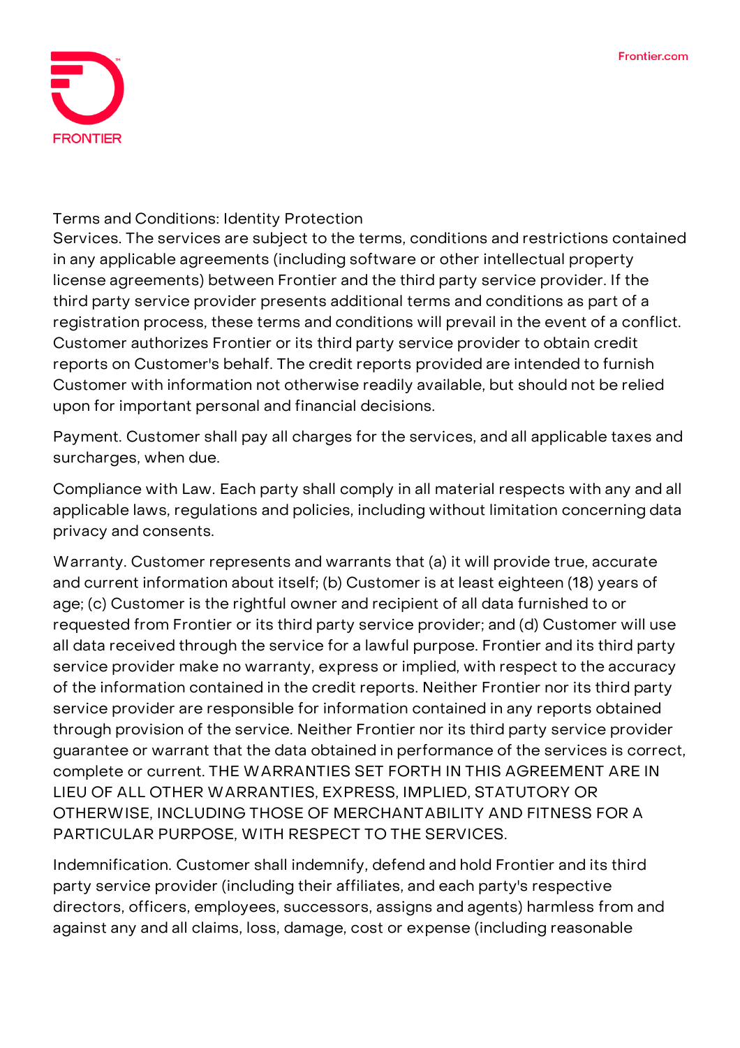# Terms and Conditions: Identity Protection

Services. The services are subject to the terms, conditions and restrictions contained in any applicable agreements (including software or other intellectual property license agreements) between Frontier and the third party service provider. If the third party service provider presents additional terms and conditions as part of a registration process, these terms and conditions will prevail in the event of a conflict. Customer authorizes Frontier or its third party service provider to obtain credit reports on Customer's behalf. The credit reports provided are intended to furnish Customer with information not otherwise readily available, but should not be relied upon for important personal and financial decisions.

Payment. Customer shall pay all charges for the services, and all applicable taxes and surcharges, when due.

Compliance with Law. Each party shall comply in all material respects with any and all applicable laws, regulations and policies, including without limitation concerning data privacy and consents.

Warranty. Customer represents and warrants that (a) it will provide true, accurate and current information about itself; (b) Customer is at least eighteen (18) years of age; (c) Customer is the rightful owner and recipient of all data furnished to or requested from Frontier or its third party service provider; and (d) Customer will use all data received through the service for a lawful purpose. Frontier and its third party service provider make no warranty, express or implied, with respect to the accuracy of the information contained in the credit reports. Neither Frontier nor its third party service provider are responsible for information contained in any reports obtained through provision of the service. Neither Frontier nor its third party service provider guarantee or warrant that the data obtained in performance of the services is correct, complete or current. THE WARRANTIES SET FORTH IN THIS AGREEMENT ARE IN LIEU OF ALL OTHER WARRANTIES, EXPRESS, IMPLIED, STATUTORY OR OTHERWISE, INCLUDING THOSE OF MERCHANTABILITY AND FITNESS FOR A PARTICULAR PURPOSE, WITH RESPECT TO THE SERVICES.

Indemnification. Customer shall indemnify, defend and hold Frontier and its third party service provider (including their affiliates, and each party's respective directors, officers, employees, successors, assigns and agents) harmless from and against any and all claims, loss, damage, cost or expense (including reasonable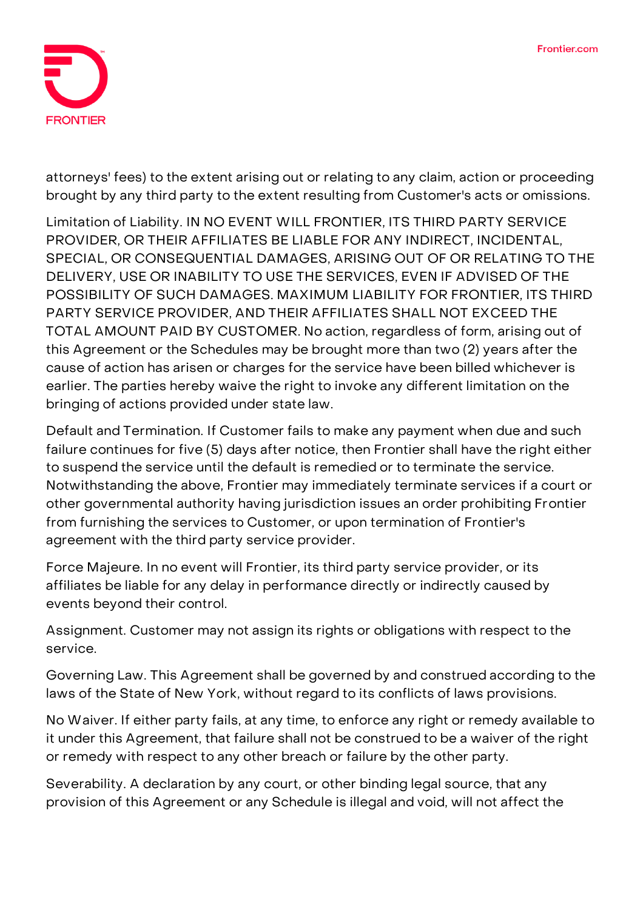attorneys' fees) to the extent arising out or relating to any claim, action or proceeding brought by any third party to the extent resulting from Customer's acts or omissions.

Limitation of Liability. IN NO EVENT WILL FRONTIER, ITS THIRD PARTY SERVICE PROVIDER, OR THEIR AFFILIATES BE LIABLE FOR ANY INDIRECT, INCIDENTAL, SPECIAL, OR CONSEQUENTIAL DAMAGES, ARISING OUT OF OR RELATING TO THE DELIVERY, USE OR INABILITY TO USE THE SERVICES, EVEN IF ADVISED OF THE POSSIBILITY OF SUCH DAMAGES. MAXIMUM LIABILITY FOR FRONTIER, ITS THIRD PARTY SERVICE PROVIDER, AND THEIR AFFILIATES SHALL NOT EXCEED THE TOTAL AMOUNT PAID BY CUSTOMER. No action, regardless of form, arising out of this Agreement or the Schedules may be brought more than two (2) years after the cause of action has arisen or charges for the service have been billed whichever is earlier. The parties hereby waive the right to invoke any different limitation on the bringing of actions provided under state law.

Default and Termination. If Customer fails to make any payment when due and such failure continues for five (5) days after notice, then Frontier shall have the right either to suspend the service until the default is remedied or to terminate the service. Notwithstanding the above, Frontier may immediately terminate services if a court or other governmental authority having jurisdiction issues an order prohibiting Frontier from furnishing the services to Customer, or upon termination of Frontier's agreement with the third party service provider.

Force Majeure. In no event will Frontier, its third party service provider, or its affiliates be liable for any delay in performance directly or indirectly caused by events beyond their control.

Assignment. Customer may not assign its rights or obligations with respect to the service.

Governing Law. This Agreement shall be governed by and construed according to the laws of the State of New York, without regard to its conflicts of laws provisions.

No Waiver. If either party fails, at any time, to enforce any right or remedy available to it under this Agreement, that failure shall not be construed to be a waiver of the right or remedy with respect to any other breach or failure by the other party.

Severability. A declaration by any court, or other binding legal source, that any provision of this Agreement or any Schedule is illegal and void, will not affect the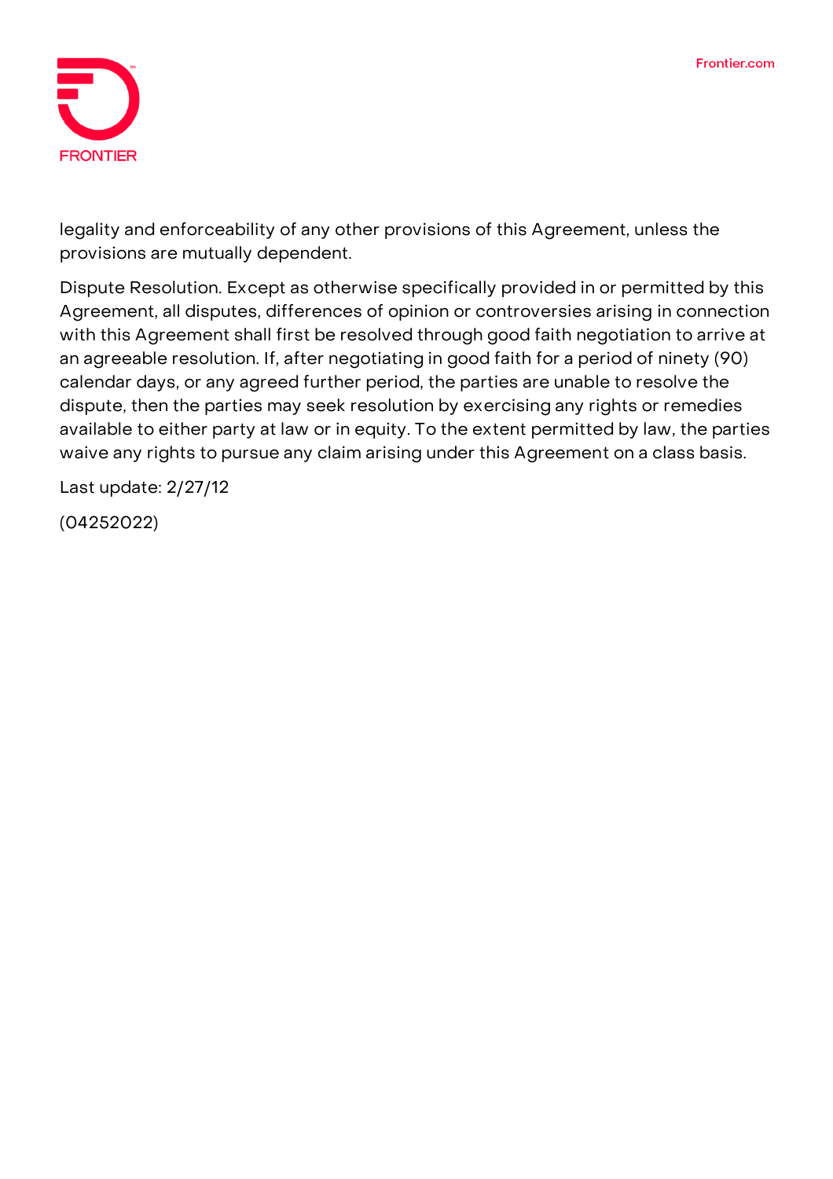legality and enforceability of any other provisions of this Agreement, unless the provisions are mutually dependent.

Dispute Resolution. Except as otherwise specifically provided in or permitted by this Agreement, all disputes, differences of opinion or controversies arising in connection with this Agreement shall first be resolved through good faith negotiation to arrive at an agreeable resolution. If, after negotiating in good faith for a period of ninety (90) calendar days, or any agreed further period, the parties are unable to resolve the dispute, then the parties may seek resolution by exercising any rights or remedies available to either party at law or in equity. To the extent permitted by law, the parties waive any rights to pursue any claim arising under this Agreement on a class basis.

Last update: 2/27/12

(04252022)